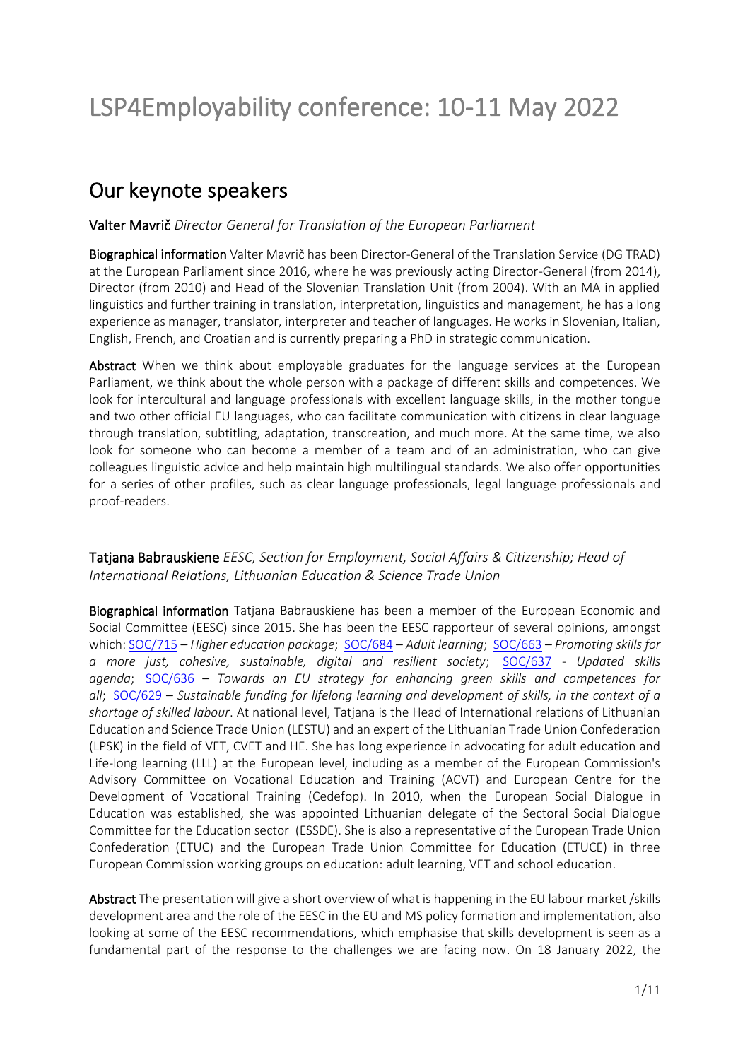# LSP4Employability conference: 10-11 May 2022

## Our keynote speakers

**Valter Mavrič** *Director General for Translation of the European Parliament*

**Biographical information** Valter Mavrič has been Director-General of the Translation Service (DG TRAD) at the European Parliament since 2016, where he was previously acting Director-General (from 2014), Director (from 2010) and Head of the Slovenian Translation Unit (from 2004). With an MA in applied linguistics and further training in translation, interpretation, linguistics and management, he has a long experience as manager, translator, interpreter and teacher of languages. He works in Slovenian, Italian, English, French, and Croatian and is currently preparing a PhD in strategic communication.

**Abstract** When we think about employable graduates for the language services at the European Parliament, we think about the whole person with a package of different skills and competences. We look for intercultural and language professionals with excellent language skills, in the mother tongue and two other official EU languages, who can facilitate communication with citizens in clear language through translation, subtitling, adaptation, transcreation, and much more. At the same time, we also look for someone who can become a member of a team and of an administration, who can give colleagues linguistic advice and help maintain high multilingual standards. We also offer opportunities for a series of other profiles, such as clear language professionals, legal language professionals and proof-readers.

**Tatjana Babrauskiene** *EESC, Section for Employment, Social Affairs & Citizenship; Head of International Relations, Lithuanian Education & Science Trade Union*

**Biographical information** Tatjana Babrauskiene has been a member of the European Economic and Social Committee (EESC) since 2015. She has been the EESC rapporteur of several opinions, amongst which: SOC/715 – *Higher education package*; SOC/684 – *Adult learning*; SOC/663 – *Promoting skills for a more just, cohesive, sustainable, digital and resilient society*; SOC/637 - *Updated skills agenda*; SOC/636 – *Towards an EU strategy for enhancing green skills and competences for all*; SOC/629 – *Sustainable funding for lifelong learning and development of skills, in the context of a shortage of skilled labour*. At national level, Tatjana is the Head of International relations of Lithuanian Education and Science Trade Union (LESTU) and an expert of the Lithuanian Trade Union Confederation (LPSK) in the field of VET, CVET and HE. She has long experience in advocating for adult education and Life-long learning (LLL) at the European level, including as a member of the European Commission's Advisory Committee on Vocational Education and Training (ACVT) and European Centre for the Development of Vocational Training (Cedefop). In 2010, when the European Social Dialogue in Education was established, she was appointed Lithuanian delegate of the Sectoral Social Dialogue Committee for the Education sector (ESSDE). She is also a representative of the European Trade Union Confederation (ETUC) and the European Trade Union Committee for Education (ETUCE) in three European Commission working groups on education: adult learning, VET and school education.

**Abstract** The presentation will give a short overview of what is happening in the EU labour market /skills development area and the role of the EESC in the EU and MS policy formation and implementation, also looking at some of the EESC recommendations, which emphasise that skills development is seen as a fundamental part of the response to the challenges we are facing now. On 18 January 2022, the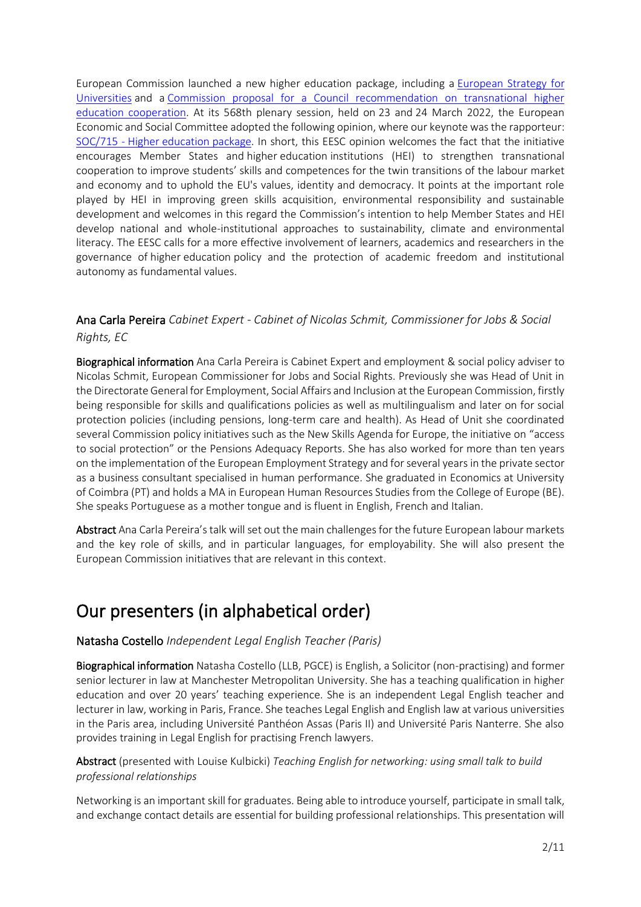European Commission launched a new higher education package, including a European Strategy for Universities and a Commission proposal for a Council recommendation on transnational higher education cooperation. At its 568th plenary session, held on 23 and 24 March 2022, the European Economic and Social Committee adopted the following opinion, where our keynote was the rapporteur: SOC/715 - Higher education package. In short, this EESC opinion welcomes the fact that the initiative encourages Member States and higher education institutions (HEI) to strengthen transnational cooperation to improve students' skills and competences for the twin transitions of the labour market and economy and to uphold the EU's values, identity and democracy. It points at the important role played by HEI in improving green skills acquisition, environmental responsibility and sustainable development and welcomes in this regard the Commission's intention to help Member States and HEI develop national and whole-institutional approaches to sustainability, climate and environmental literacy. The EESC calls for a more effective involvement of learners, academics and researchers in the governance of higher education policy and the protection of academic freedom and institutional autonomy as fundamental values.

### Ana Carla Pereira *Cabinet Expert - Cabinet of Nicolas Schmit, Commissioner for Jobs & Social Rights, EC*

**Biographical information** Ana Carla Pereira is Cabinet Expert and employment & social policy adviser to Nicolas Schmit, European Commissioner for Jobs and Social Rights. Previously she was Head of Unit in the Directorate General for Employment, Social Affairs and Inclusion at the European Commission, firstly being responsible for skills and qualifications policies as well as multilingualism and later on for social protection policies (including pensions, long-term care and health). As Head of Unit she coordinated several Commission policy initiatives such as the New Skills Agenda for Europe, the initiative on "access to social protection" or the Pensions Adequacy Reports. She has also worked for more than ten years on the implementation of the European Employment Strategy and for several years in the private sector as a business consultant specialised in human performance. She graduated in Economics at University of Coimbra (PT) and holds a MA in European Human Resources Studies from the College of Europe (BE). She speaks Portuguese as a mother tongue and is fluent in English, French and Italian.

**Abstract** Ana Carla Pereira's talk will set out the main challenges for the future European labour markets and the key role of skills, and in particular languages, for employability. She will also present the European Commission initiatives that are relevant in this context.

## Our presenters (in alphabetical order)

### Natasha Costello *Independent Legal English Teacher (Paris)*

**Biographical information** Natasha Costello (LLB, PGCE) is English, a Solicitor (non-practising) and former senior lecturer in law at Manchester Metropolitan University. She has a teaching qualification in higher education and over 20 years' teaching experience. She is an independent Legal English teacher and lecturer in law, working in Paris, France. She teaches Legal English and English law at various universities in the Paris area, including Université Panthéon Assas (Paris II) and Université Paris Nanterre. She also provides training in Legal English for practising French lawyers.

**Abstract** (presented with Louise Kulbicki) *Teaching English for networking: using small talk to build professional relationships*

Networking is an important skill for graduates. Being able to introduce yourself, participate in small talk, and exchange contact details are essential for building professional relationships. This presentation will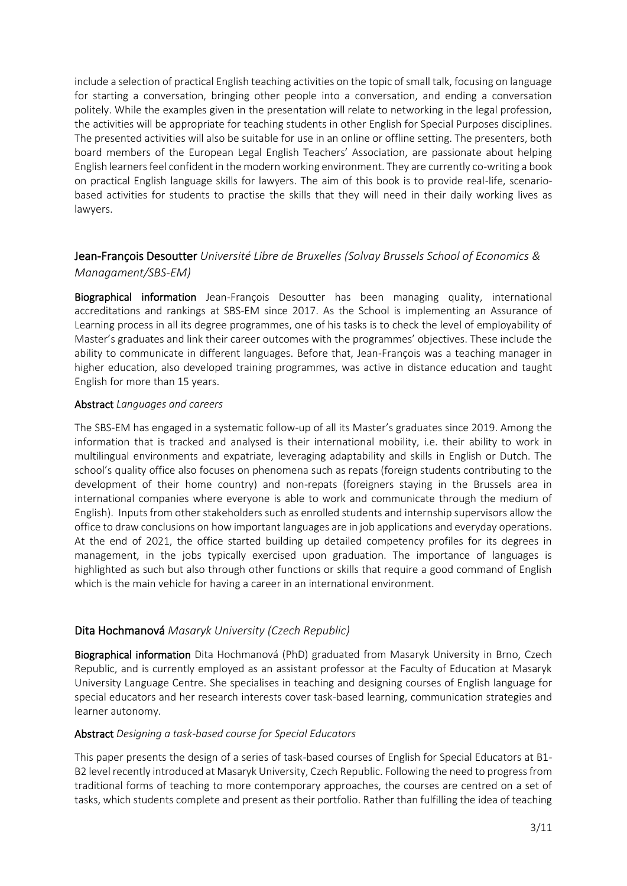include a selection of practical English teaching activities on the topic of small talk, focusing on language for starting a conversation, bringing other people into a conversation, and ending a conversation politely. While the examples given in the presentation will relate to networking in the legal profession, the activities will be appropriate for teaching students in other English for Special Purposes disciplines. The presented activities will also be suitable for use in an online or offline setting. The presenters, both board members of the European Legal English Teachers' Association, are passionate about helping English learners feel confident in the modern working environment. They are currently co-writing a book on practical English language skills for lawyers. The aim of this book is to provide real-life, scenario-based activities for students to practise the skills that they will need in their daily working lives as lawyers.

## Jean-François Desoutter *Université Libre de Bruxelles (Solvay Brussels School of Economics & Managament/SBS-EM)*

**Biographical information** Jean-François Desoutter has been managing quality, international accreditations and rankings at SBS-EM since 2017. As the School is implementing an Assurance of Learning process in all its degree programmes, one of his tasks is to check the level of employability of Master's graduates and link their career outcomes with the programmes' objectives. These include the ability to communicate in different languages. Before that, Jean-François was a teaching manager in higher education, also developed training programmes, was active in distance education and taught English for more than 15 years.

**Abstract** *Languages and careers*

The SBS-EM has engaged in a systematic follow-up of all its Master's graduates since 2019. Among the information that is tracked and analysed is their international mobility, i.e. their ability to work in multilingual environments and expatriate, leveraging adaptability and skills in English or Dutch. The school's quality office also focuses on phenomena such as repats (foreign students contributing to the development of their home country) and non-repats (foreigners staying in the Brussels area in international companies where everyone is able to work and communicate through the medium of English). Inputs from other stakeholders such as enrolled students and internship supervisors allow the office to draw conclusions on how important languages are in job applications and everyday operations. At the end of 2021, the office started building up detailed competency profiles for its degrees in management, in the jobs typically exercised upon graduation. The importance of languages is highlighted as such but also through other functions or skills that require a good command of English which is the main vehicle for having a career in an international environment.

## Dita Hochmanová *Masaryk University (Czech Republic)*

**Biographical information** Dita Hochmanová (PhD) graduated from Masaryk University in Brno, Czech Republic, and is currently employed as an assistant professor at the Faculty of Education at Masaryk University Language Centre. She specialises in teaching and designing courses of English language for special educators and her research interests cover task-based learning, communication strategies and learner autonomy.

**Abstract** *Designing a task-based course for Special Educators*

This paper presents the design of a series of task-based courses of English for Special Educators at B1-B2 level recently introduced at Masaryk University, Czech Republic. Following the need to progress from traditional forms of teaching to more contemporary approaches, the courses are centred on a set of tasks, which students complete and present as their portfolio. Rather than fulfilling the idea of teaching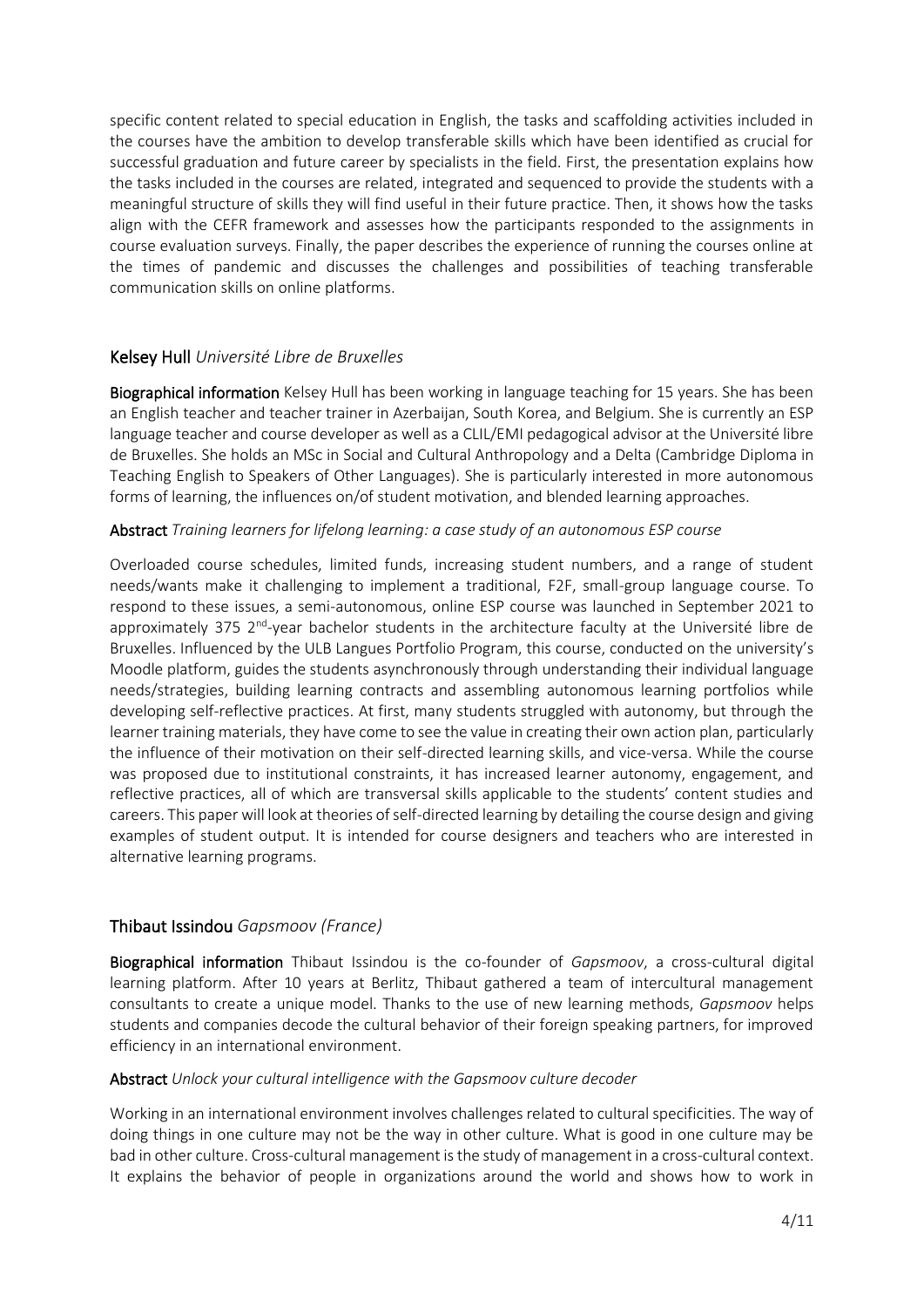specific content related to special education in English, the tasks and scaffolding activities included in the courses have the ambition to develop transferable skills which have been identified as crucial for successful graduation and future career by specialists in the field. First, the presentation explains how the tasks included in the courses are related, integrated and sequenced to provide the students with a meaningful structure of skills they will find useful in their future practice. Then, it shows how the tasks align with the CEFR framework and assesses how the participants responded to the assignments in course evaluation surveys. Finally, the paper describes the experience of running the courses online at the times of pandemic and discusses the challenges and possibilities of teaching transferable communication skills on online platforms.

## Kelsey Hull *Université Libre de Bruxelles*

**Biographical information** Kelsey Hull has been working in language teaching for 15 years. She has been an English teacher and teacher trainer in Azerbaijan, South Korea, and Belgium. She is currently an ESP language teacher and course developer as well as a CLIL/EMI pedagogical advisor at the Université libre de Bruxelles. She holds an MSc in Social and Cultural Anthropology and a Delta (Cambridge Diploma in Teaching English to Speakers of Other Languages). She is particularly interested in more autonomous forms of learning, the influences on/of student motivation, and blended learning approaches.

**Abstract** *Training learners for lifelong learning: a case study of an autonomous ESP course*

Overloaded course schedules, limited funds, increasing student numbers, and a range of student needs/wants make it challenging to implement a traditional, F2F, small-group language course. To respond to these issues, a semi-autonomous, online ESP course was launched in September 2021 to approximately 375 2nd-year bachelor students in the architecture faculty at the Université libre de Bruxelles. Influenced by the ULB Langues Portfolio Program, this course, conducted on the university's Moodle platform, guides the students asynchronously through understanding their individual language needs/strategies, building learning contracts and assembling autonomous learning portfolios while developing self-reflective practices. At first, many students struggled with autonomy, but through the learner training materials, they have come to see the value in creating their own action plan, particularly the influence of their motivation on their self-directed learning skills, and vice-versa. While the course was proposed due to institutional constraints, it has increased learner autonomy, engagement, and reflective practices, all of which are transversal skills applicable to the students' content studies and careers. This paper will look at theories of self-directed learning by detailing the course design and giving examples of student output. It is intended for course designers and teachers who are interested in alternative learning programs.

## Thibaut Issindou *Gapsmoov (France)*

**Biographical information** Thibaut Issindou is the co-founder of *Gapsmoov*, a cross-cultural digital learning platform. After 10 years at Berlitz, Thibaut gathered a team of intercultural management consultants to create a unique model. Thanks to the use of new learning methods, *Gapsmoov* helps students and companies decode the cultural behavior of their foreign speaking partners, for improved efficiency in an international environment.

**Abstract** *Unlock your cultural intelligence with the Gapsmoov culture decoder*

Working in an international environment involves challenges related to cultural specificities. The way of doing things in one culture may not be the way in other culture. What is good in one culture may be bad in other culture. Cross-cultural management is the study of management in a cross-cultural context. It explains the behavior of people in organizations around the world and shows how to work in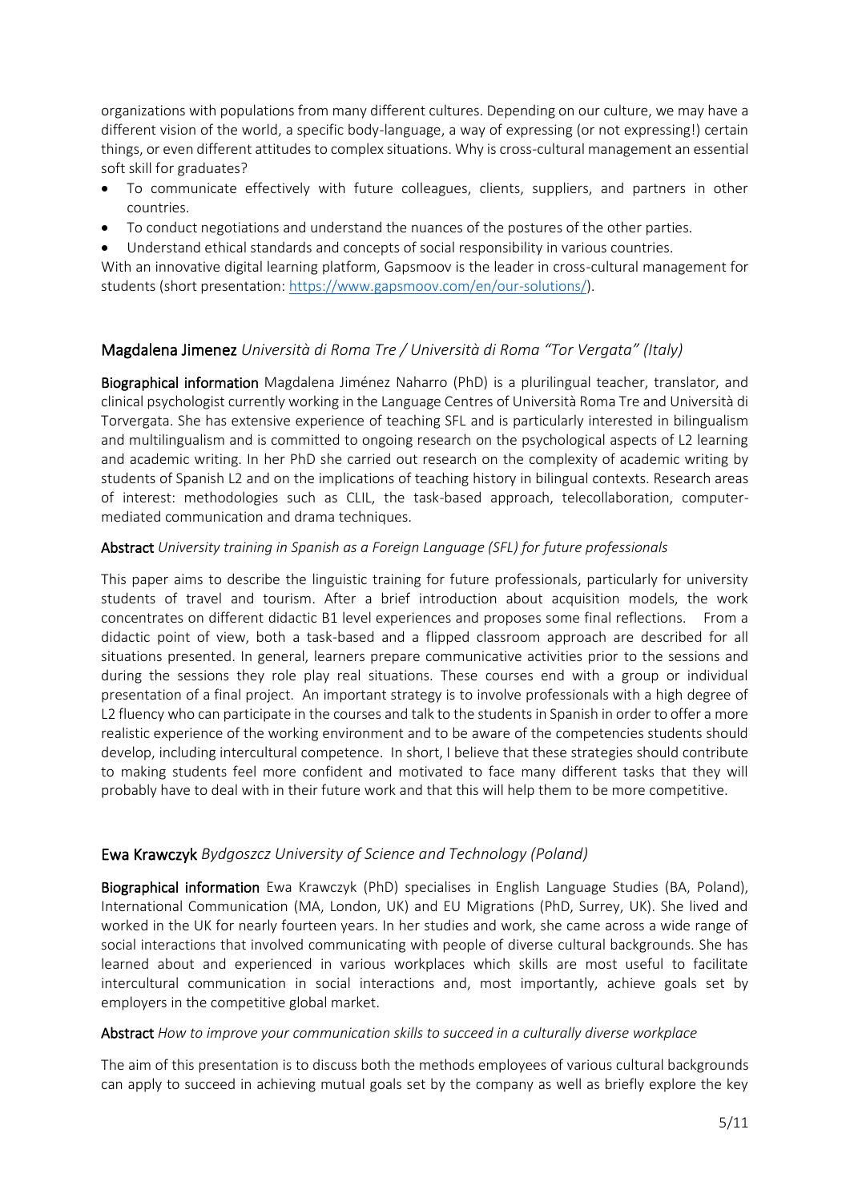organizations with populations from many different cultures. Depending on our culture, we may have a different vision of the world, a specific body-language, a way of expressing (or not expressing!) certain things, or even different attitudes to complex situations. Why is cross-cultural management an essential soft skill for graduates?

- To communicate effectively with future colleagues, clients, suppliers, and partners in other countries.
- To conduct negotiations and understand the nuances of the postures of the other parties.
- Understand ethical standards and concepts of social responsibility in various countries.

With an innovative digital learning platform, Gapsmoov is the leader in cross-cultural management for students (short presentation: https://www.gapsmoov.com/en/our-solutions/).

## Magdalena Jimenez *Università di Roma Tre / Università di Roma "Tor Vergata" (Italy)*

**Biographical information** Magdalena Jiménez Naharro (PhD) is a plurilingual teacher, translator, and clinical psychologist currently working in the Language Centres of Università Roma Tre and Università di Torvergata. She has extensive experience of teaching SFL and is particularly interested in bilingualism and multilingualism and is committed to ongoing research on the psychological aspects of L2 learning and academic writing. In her PhD she carried out research on the complexity of academic writing by students of Spanish L2 and on the implications of teaching history in bilingual contexts. Research areas of interest: methodologies such as CLIL, the task-based approach, telecollaboration, computer-mediated communication and drama techniques.

**Abstract** *University training in Spanish as a Foreign Language (SFL) for future professionals*

This paper aims to describe the linguistic training for future professionals, particularly for university students of travel and tourism. After a brief introduction about acquisition models, the work concentrates on different didactic B1 level experiences and proposes some final reflections. From a didactic point of view, both a task-based and a flipped classroom approach are described for all situations presented. In general, learners prepare communicative activities prior to the sessions and during the sessions they role play real situations. These courses end with a group or individual presentation of a final project. An important strategy is to involve professionals with a high degree of L2 fluency who can participate in the courses and talk to the students in Spanish in order to offer a more realistic experience of the working environment and to be aware of the competencies students should develop, including intercultural competence. In short, I believe that these strategies should contribute to making students feel more confident and motivated to face many different tasks that they will probably have to deal with in their future work and that this will help them to be more competitive.

## Ewa Krawczyk *Bydgoszcz University of Science and Technology (Poland)*

**Biographical information** Ewa Krawczyk (PhD) specialises in English Language Studies (BA, Poland), International Communication (MA, London, UK) and EU Migrations (PhD, Surrey, UK). She lived and worked in the UK for nearly fourteen years. In her studies and work, she came across a wide range of social interactions that involved communicating with people of diverse cultural backgrounds. She has learned about and experienced in various workplaces which skills are most useful to facilitate intercultural communication in social interactions and, most importantly, achieve goals set by employers in the competitive global market.

**Abstract** *How to improve your communication skills to succeed in a culturally diverse workplace*

The aim of this presentation is to discuss both the methods employees of various cultural backgrounds can apply to succeed in achieving mutual goals set by the company as well as briefly explore the key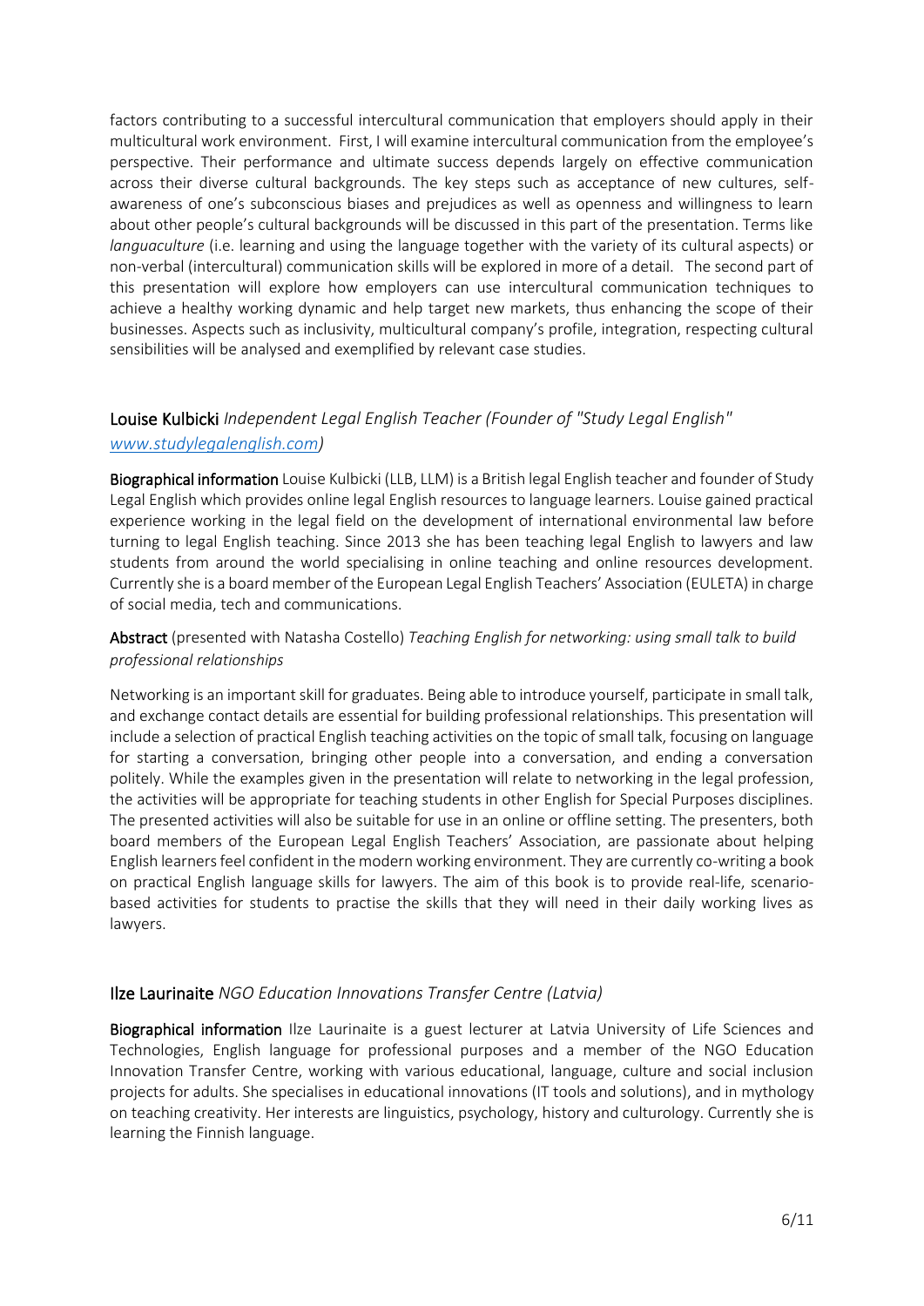factors contributing to a successful intercultural communication that employers should apply in their multicultural work environment. First, I will examine intercultural communication from the employee's perspective. Their performance and ultimate success depends largely on effective communication across their diverse cultural backgrounds. The key steps such as acceptance of new cultures, self-awareness of one's subconscious biases and prejudices as well as openness and willingness to learn about other people's cultural backgrounds will be discussed in this part of the presentation. Terms like *languaculture* (i.e. learning and using the language together with the variety of its cultural aspects) or non-verbal (intercultural) communication skills will be explored in more of a detail. The second part of this presentation will explore how employers can use intercultural communication techniques to achieve a healthy working dynamic and help target new markets, thus enhancing the scope of their businesses. Aspects such as inclusivity, multicultural company's profile, integration, respecting cultural sensibilities will be analysed and exemplified by relevant case studies.

## Louise Kulbicki *Independent Legal English Teacher (Founder of "Study Legal English" [www.studylegalenglish.com](http://www.studylegalenglish.com))*

**Biographical information** Louise Kulbicki (LLB, LLM) is a British legal English teacher and founder of Study Legal English which provides online legal English resources to language learners. Louise gained practical experience working in the legal field on the development of international environmental law before turning to legal English teaching. Since 2013 she has been teaching legal English to lawyers and law students from around the world specialising in online teaching and online resources development. Currently she is a board member of the European Legal English Teachers' Association (EULETA) in charge of social media, tech and communications.

**Abstract** (presented with Natasha Costello) *Teaching English for networking: using small talk to build professional relationships*

Networking is an important skill for graduates. Being able to introduce yourself, participate in small talk, and exchange contact details are essential for building professional relationships. This presentation will include a selection of practical English teaching activities on the topic of small talk, focusing on language for starting a conversation, bringing other people into a conversation, and ending a conversation politely. While the examples given in the presentation will relate to networking in the legal profession, the activities will be appropriate for teaching students in other English for Special Purposes disciplines. The presented activities will also be suitable for use in an online or offline setting. The presenters, both board members of the European Legal English Teachers' Association, are passionate about helping English learners feel confident in the modern working environment. They are currently co-writing a book on practical English language skills for lawyers. The aim of this book is to provide real-life, scenario-based activities for students to practise the skills that they will need in their daily working lives as lawyers.

## Ilze Laurinaite *NGO Education Innovations Transfer Centre (Latvia)*

**Biographical information** Ilze Laurinaite is a guest lecturer at Latvia University of Life Sciences and Technologies, English language for professional purposes and a member of the NGO Education Innovation Transfer Centre, working with various educational, language, culture and social inclusion projects for adults. She specialises in educational innovations (IT tools and solutions), and in mythology on teaching creativity. Her interests are linguistics, psychology, history and culturology. Currently she is learning the Finnish language.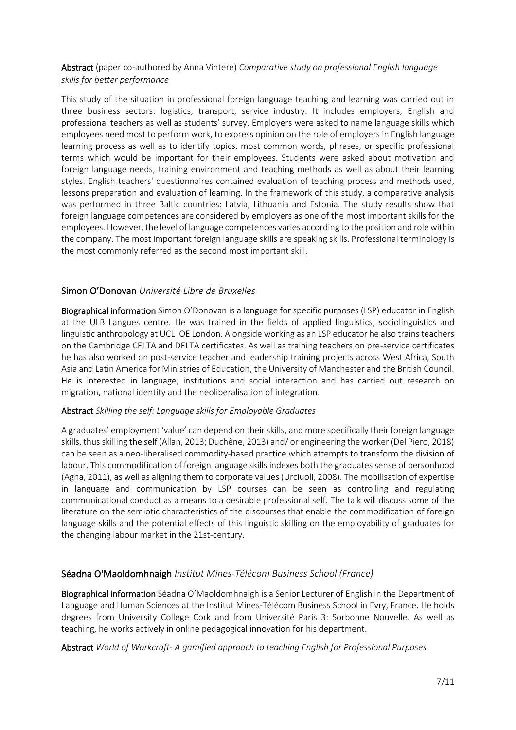**Abstract** (paper co-authored by Anna Vintere) *Comparative study on professional English language skills for better performance*

This study of the situation in professional foreign language teaching and learning was carried out in three business sectors: logistics, transport, service industry. It includes employers, English and professional teachers as well as students' survey. Employers were asked to name language skills which employees need most to perform work, to express opinion on the role of employers in English language learning process as well as to identify topics, most common words, phrases, or specific professional terms which would be important for their employees. Students were asked about motivation and foreign language needs, training environment and teaching methods as well as about their learning styles. English teachers' questionnaires contained evaluation of teaching process and methods used, lessons preparation and evaluation of learning. In the framework of this study, a comparative analysis was performed in three Baltic countries: Latvia, Lithuania and Estonia. The study results show that foreign language competences are considered by employers as one of the most important skills for the employees. However, the level of language competences varies according to the position and role within the company. The most important foreign language skills are speaking skills. Professional terminology is the most commonly referred as the second most important skill.

## Simon O'Donovan *Université Libre de Bruxelles*

**Biographical information** Simon O'Donovan is a language for specific purposes (LSP) educator in English at the ULB Langues centre. He was trained in the fields of applied linguistics, sociolinguistics and linguistic anthropology at UCL IOE London. Alongside working as an LSP educator he also trains teachers on the Cambridge CELTA and DELTA certificates. As well as training teachers on pre-service certificates he has also worked on post-service teacher and leadership training projects across West Africa, South Asia and Latin America for Ministries of Education, the University of Manchester and the British Council. He is interested in language, institutions and social interaction and has carried out research on migration, national identity and the neoliberalisation of integration.

**Abstract** *Skilling the self: Language skills for Employable Graduates*

A graduates' employment 'value' can depend on their skills, and more specifically their foreign language skills, thus skilling the self (Allan, 2013; Duchêne, 2013) and/ or engineering the worker (Del Piero, 2018) can be seen as a neo-liberalised commodity-based practice which attempts to transform the division of labour. This commodification of foreign language skills indexes both the graduates sense of personhood (Agha, 2011), as well as aligning them to corporate values (Urciuoli, 2008). The mobilisation of expertise in language and communication by LSP courses can be seen as controlling and regulating communicational conduct as a means to a desirable professional self. The talk will discuss some of the literature on the semiotic characteristics of the discourses that enable the commodification of foreign language skills and the potential effects of this linguistic skilling on the employability of graduates for the changing labour market in the 21st-century.

## Séadna O'Maoldomhnaigh *Institut Mines-Télécom Business School (France)*

**Biographical information** Séadna O'Maoldomhnaigh is a Senior Lecturer of English in the Department of Language and Human Sciences at the Institut Mines-Télécom Business School in Evry, France. He holds degrees from University College Cork and from Université Paris 3: Sorbonne Nouvelle. As well as teaching, he works actively in online pedagogical innovation for his department.

**Abstract** *World of Workcraft- A gamified approach to teaching English for Professional Purposes*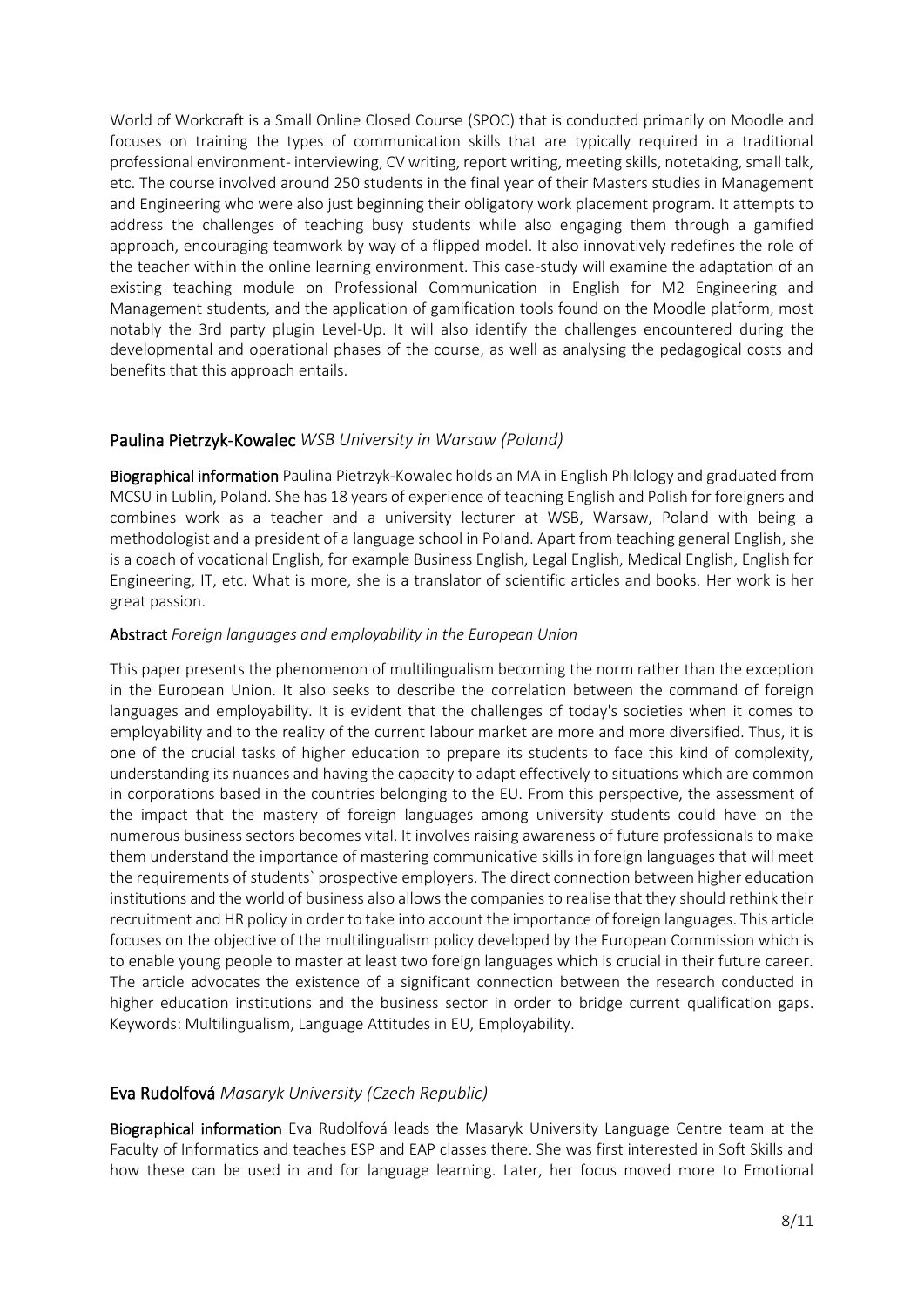World of Workcraft is a Small Online Closed Course (SPOC) that is conducted primarily on Moodle and focuses on training the types of communication skills that are typically required in a traditional professional environment- interviewing, CV writing, report writing, meeting skills, notetaking, small talk, etc. The course involved around 250 students in the final year of their Masters studies in Management and Engineering who were also just beginning their obligatory work placement program. It attempts to address the challenges of teaching busy students while also engaging them through a gamified approach, encouraging teamwork by way of a flipped model. It also innovatively redefines the role of the teacher within the online learning environment. This case-study will examine the adaptation of an existing teaching module on Professional Communication in English for M2 Engineering and Management students, and the application of gamification tools found on the Moodle platform, most notably the 3rd party plugin Level-Up. It will also identify the challenges encountered during the developmental and operational phases of the course, as well as analysing the pedagogical costs and benefits that this approach entails.

## Paulina Pietrzyk-Kowalec *WSB University in Warsaw (Poland)*

**Biographical information** Paulina Pietrzyk-Kowalec holds an MA in English Philology and graduated from MCSU in Lublin, Poland. She has 18 years of experience of teaching English and Polish for foreigners and combines work as a teacher and a university lecturer at WSB, Warsaw, Poland with being a methodologist and a president of a language school in Poland. Apart from teaching general English, she is a coach of vocational English, for example Business English, Legal English, Medical English, English for Engineering, IT, etc. What is more, she is a translator of scientific articles and books. Her work is her great passion.

**Abstract** *Foreign languages and employability in the European Union*

This paper presents the phenomenon of multilingualism becoming the norm rather than the exception in the European Union. It also seeks to describe the correlation between the command of foreign languages and employability. It is evident that the challenges of today's societies when it comes to employability and to the reality of the current labour market are more and more diversified. Thus, it is one of the crucial tasks of higher education to prepare its students to face this kind of complexity, understanding its nuances and having the capacity to adapt effectively to situations which are common in corporations based in the countries belonging to the EU. From this perspective, the assessment of the impact that the mastery of foreign languages among university students could have on the numerous business sectors becomes vital. It involves raising awareness of future professionals to make them understand the importance of mastering communicative skills in foreign languages that will meet the requirements of students` prospective employers. The direct connection between higher education institutions and the world of business also allows the companies to realise that they should rethink their recruitment and HR policy in order to take into account the importance of foreign languages. This article focuses on the objective of the multilingualism policy developed by the European Commission which is to enable young people to master at least two foreign languages which is crucial in their future career. The article advocates the existence of a significant connection between the research conducted in higher education institutions and the business sector in order to bridge current qualification gaps. Keywords: Multilingualism, Language Attitudes in EU, Employability.

## Eva Rudolfová *Masaryk University (Czech Republic)*

**Biographical information** Eva Rudolfová leads the Masaryk University Language Centre team at the Faculty of Informatics and teaches ESP and EAP classes there. She was first interested in Soft Skills and how these can be used in and for language learning. Later, her focus moved more to Emotional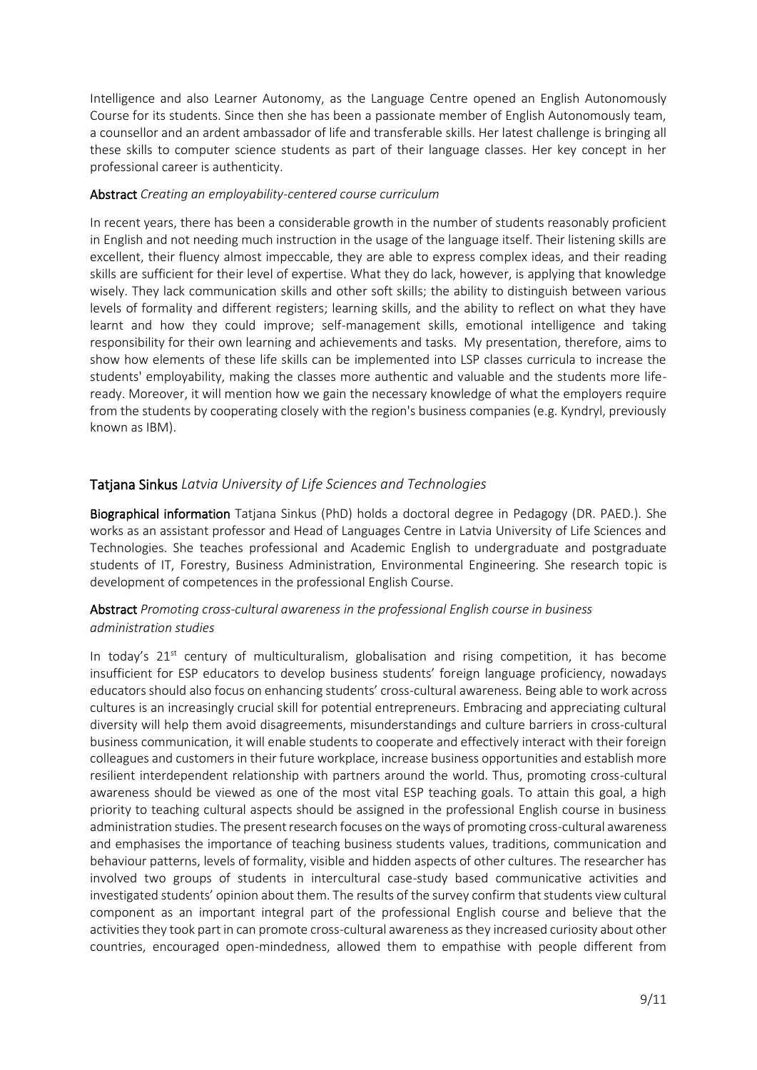Intelligence and also Learner Autonomy, as the Language Centre opened an English Autonomously Course for its students. Since then she has been a passionate member of English Autonomously team, a counsellor and an ardent ambassador of life and transferable skills. Her latest challenge is bringing all these skills to computer science students as part of their language classes. Her key concept in her professional career is authenticity.

**Abstract** *Creating an employability-centered course curriculum*

In recent years, there has been a considerable growth in the number of students reasonably proficient in English and not needing much instruction in the usage of the language itself. Their listening skills are excellent, their fluency almost impeccable, they are able to express complex ideas, and their reading skills are sufficient for their level of expertise. What they do lack, however, is applying that knowledge wisely. They lack communication skills and other soft skills; the ability to distinguish between various levels of formality and different registers; learning skills, and the ability to reflect on what they have learnt and how they could improve; self-management skills, emotional intelligence and taking responsibility for their own learning and achievements and tasks. My presentation, therefore, aims to show how elements of these life skills can be implemented into LSP classes curricula to increase the students' employability, making the classes more authentic and valuable and the students more life-ready. Moreover, it will mention how we gain the necessary knowledge of what the employers require from the students by cooperating closely with the region's business companies (e.g. Kyndryl, previously known as IBM).

## Tatjana Sinkus *Latvia University of Life Sciences and Technologies*

**Biographical information** Tatjana Sinkus (PhD) holds a doctoral degree in Pedagogy (DR. PAED.). She works as an assistant professor and Head of Languages Centre in Latvia University of Life Sciences and Technologies. She teaches professional and Academic English to undergraduate and postgraduate students of IT, Forestry, Business Administration, Environmental Engineering. She research topic is development of competences in the professional English Course.

**Abstract** *Promoting cross-cultural awareness in the professional English course in business administration studies*

In today's 21st century of multiculturalism, globalisation and rising competition, it has become insufficient for ESP educators to develop business students' foreign language proficiency, nowadays educators should also focus on enhancing students' cross-cultural awareness. Being able to work across cultures is an increasingly crucial skill for potential entrepreneurs. Embracing and appreciating cultural diversity will help them avoid disagreements, misunderstandings and culture barriers in cross-cultural business communication, it will enable students to cooperate and effectively interact with their foreign colleagues and customers in their future workplace, increase business opportunities and establish more resilient interdependent relationship with partners around the world. Thus, promoting cross-cultural awareness should be viewed as one of the most vital ESP teaching goals. To attain this goal, a high priority to teaching cultural aspects should be assigned in the professional English course in business administration studies. The present research focuses on the ways of promoting cross-cultural awareness and emphasises the importance of teaching business students values, traditions, communication and behaviour patterns, levels of formality, visible and hidden aspects of other cultures. The researcher has involved two groups of students in intercultural case-study based communicative activities and investigated students' opinion about them. The results of the survey confirm that students view cultural component as an important integral part of the professional English course and believe that the activities they took part in can promote cross-cultural awareness as they increased curiosity about other countries, encouraged open-mindedness, allowed them to empathise with people different from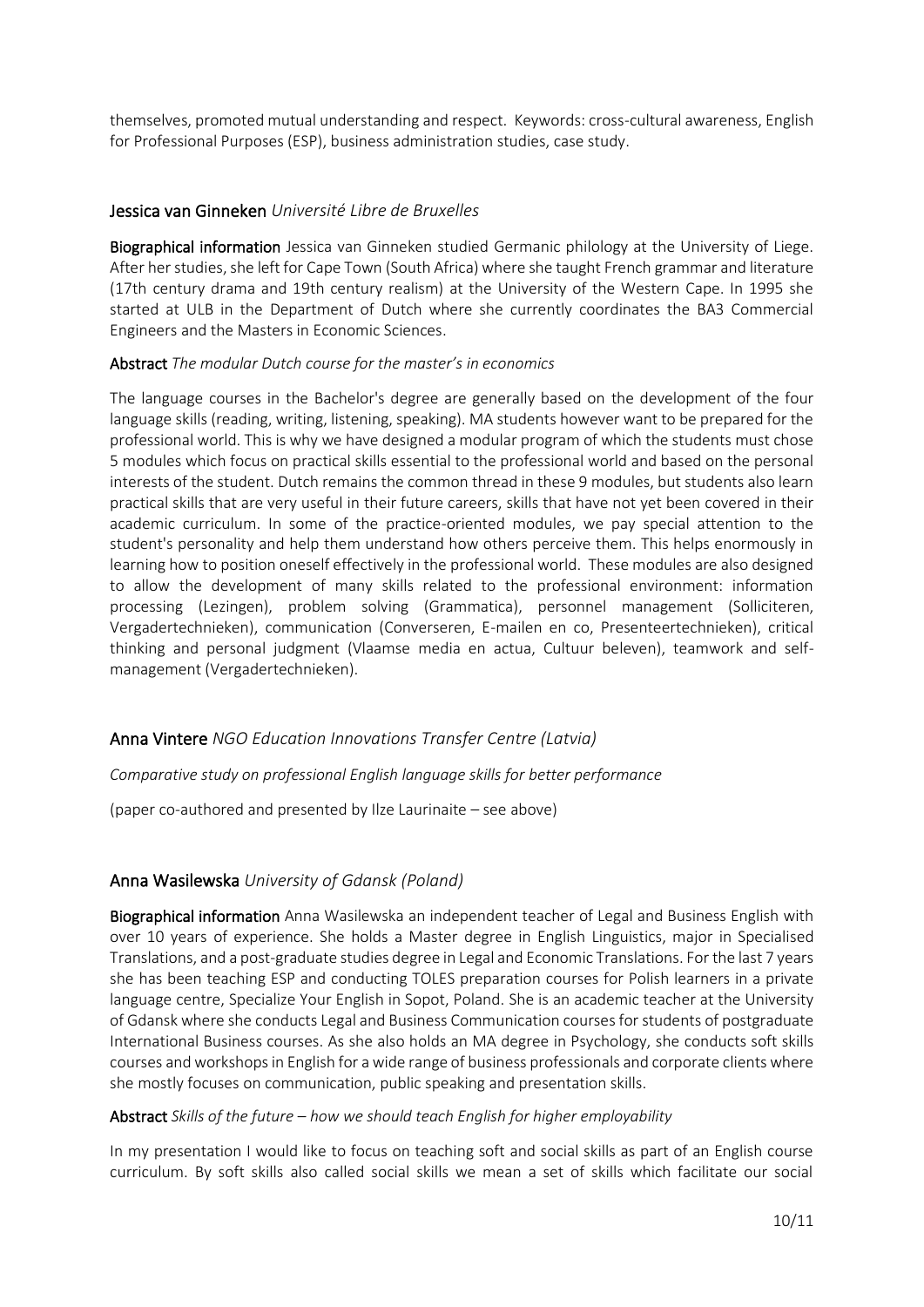themselves, promoted mutual understanding and respect. Keywords: cross-cultural awareness, English for Professional Purposes (ESP), business administration studies, case study.

## Jessica van Ginneken *Université Libre de Bruxelles*

**Biographical information** Jessica van Ginneken studied Germanic philology at the University of Liege. After her studies, she left for Cape Town (South Africa) where she taught French grammar and literature (17th century drama and 19th century realism) at the University of the Western Cape. In 1995 she started at ULB in the Department of Dutch where she currently coordinates the BA3 Commercial Engineers and the Masters in Economic Sciences.

**Abstract** *The modular Dutch course for the master's in economics*

The language courses in the Bachelor's degree are generally based on the development of the four language skills (reading, writing, listening, speaking). MA students however want to be prepared for the professional world. This is why we have designed a modular program of which the students must chose 5 modules which focus on practical skills essential to the professional world and based on the personal interests of the student. Dutch remains the common thread in these 9 modules, but students also learn practical skills that are very useful in their future careers, skills that have not yet been covered in their academic curriculum. In some of the practice-oriented modules, we pay special attention to the student's personality and help them understand how others perceive them. This helps enormously in learning how to position oneself effectively in the professional world. These modules are also designed to allow the development of many skills related to the professional environment: information processing (Lezingen), problem solving (Grammatica), personnel management (Solliciteren, Vergadertechnieken), communication (Converseren, E-mailen en co, Presenteertechnieken), critical thinking and personal judgment (Vlaamse media en actua, Cultuur beleven), teamwork and self-management (Vergadertechnieken).

## Anna Vintere *NGO Education Innovations Transfer Centre (Latvia)*

*Comparative study on professional English language skills for better performance*

(paper co-authored and presented by Ilze Laurinaite – see above)

## Anna Wasilewska *University of Gdansk (Poland)*

**Biographical information** Anna Wasilewska an independent teacher of Legal and Business English with over 10 years of experience. She holds a Master degree in English Linguistics, major in Specialised Translations, and a post-graduate studies degree in Legal and Economic Translations. For the last 7 years she has been teaching ESP and conducting TOLES preparation courses for Polish learners in a private language centre, Specialize Your English in Sopot, Poland. She is an academic teacher at the University of Gdansk where she conducts Legal and Business Communication courses for students of postgraduate International Business courses. As she also holds an MA degree in Psychology, she conducts soft skills courses and workshops in English for a wide range of business professionals and corporate clients where she mostly focuses on communication, public speaking and presentation skills.

**Abstract** *Skills of the future – how we should teach English for higher employability*

In my presentation I would like to focus on teaching soft and social skills as part of an English course curriculum. By soft skills also called social skills we mean a set of skills which facilitate our social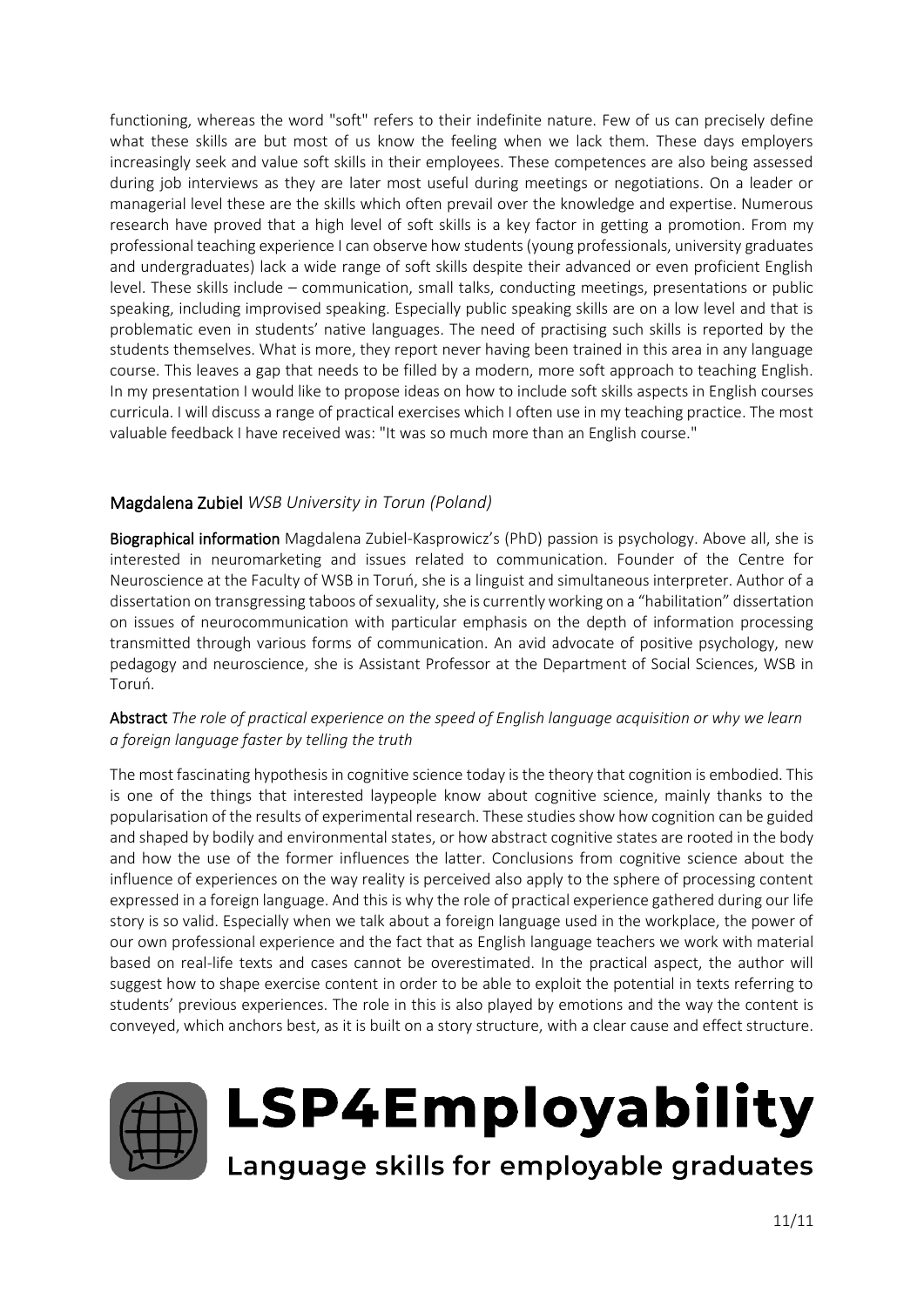functioning, whereas the word "soft" refers to their indefinite nature. Few of us can precisely define what these skills are but most of us know the feeling when we lack them. These days employers increasingly seek and value soft skills in their employees. These competences are also being assessed during job interviews as they are later most useful during meetings or negotiations. On a leader or managerial level these are the skills which often prevail over the knowledge and expertise. Numerous research have proved that a high level of soft skills is a key factor in getting a promotion. From my professional teaching experience I can observe how students (young professionals, university graduates and undergraduates) lack a wide range of soft skills despite their advanced or even proficient English level. These skills include – communication, small talks, conducting meetings, presentations or public speaking, including improvised speaking. Especially public speaking skills are on a low level and that is problematic even in students' native languages. The need of practising such skills is reported by the students themselves. What is more, they report never having been trained in this area in any language course. This leaves a gap that needs to be filled by a modern, more soft approach to teaching English. In my presentation I would like to propose ideas on how to include soft skills aspects in English courses curricula. I will discuss a range of practical exercises which I often use in my teaching practice. The most valuable feedback I have received was: "It was so much more than an English course."

## Magdalena Zubiel *WSB University in Torun (Poland)*

**Biographical information** Magdalena Zubiel-Kasprowicz's (PhD) passion is psychology. Above all, she is interested in neuromarketing and issues related to communication. Founder of the Centre for Neuroscience at the Faculty of WSB in Toruń, she is a linguist and simultaneous interpreter. Author of a dissertation on transgressing taboos of sexuality, she is currently working on a "habilitation" dissertation on issues of neurocommunication with particular emphasis on the depth of information processing transmitted through various forms of communication. An avid advocate of positive psychology, new pedagogy and neuroscience, she is Assistant Professor at the Department of Social Sciences, WSB in Toruń.

**Abstract** *The role of practical experience on the speed of English language acquisition or why we learn a foreign language faster by telling the truth*

The most fascinating hypothesis in cognitive science today is the theory that cognition is embodied. This is one of the things that interested laypeople know about cognitive science, mainly thanks to the popularisation of the results of experimental research. These studies show how cognition can be guided and shaped by bodily and environmental states, or how abstract cognitive states are rooted in the body and how the use of the former influences the latter. Conclusions from cognitive science about the influence of experiences on the way reality is perceived also apply to the sphere of processing content expressed in a foreign language. And this is why the role of practical experience gathered during our life story is so valid. Especially when we talk about a foreign language used in the workplace, the power of our own professional experience and the fact that as English language teachers we work with material based on real-life texts and cases cannot be overestimated. In the practical aspect, the author will suggest how to shape exercise content in order to be able to exploit the potential in texts referring to students' previous experiences. The role in this is also played by emotions and the way the content is conveyed, which anchors best, as it is built on a story structure, with a clear cause and effect structure.

**LSP4Employability**

Language skills for employable graduates